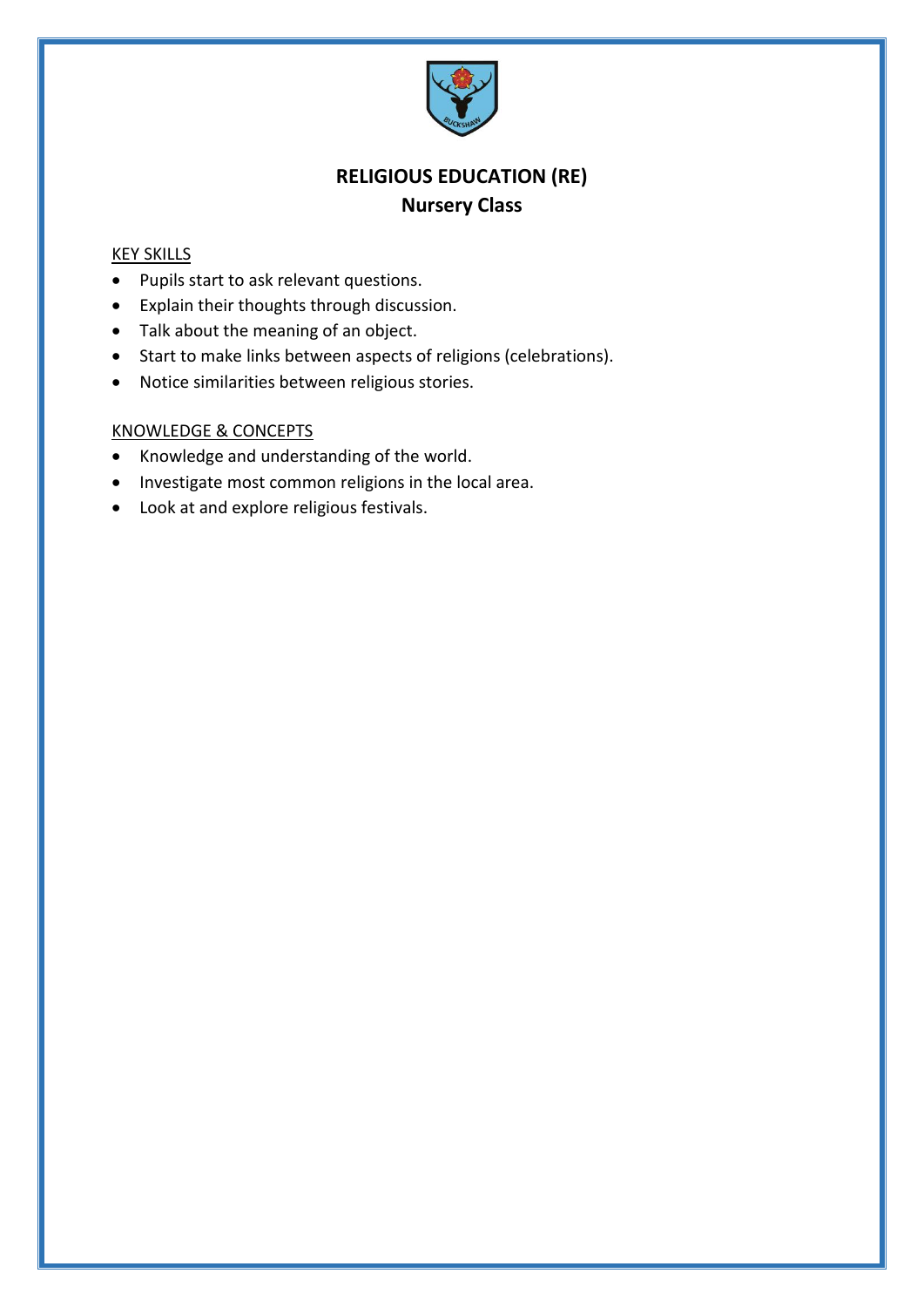# RELIGIOUS EDUCATION (RE)

## Nursery Class

<u>KEY SKILLS</u>

- Pupils start to ask relevant questions.
- Explain their thoughts through discussion.
- Talk about the meaning of an object.
- Start to make links between aspects of religions (celebrations).
- Notice similarities between religious stories.

<u>KNOWLEDGE & CONCEPTS</u>

- Knowledge and understanding of the world.
- Investigate most common religions in the local area.
- Look at and explore religious festivals.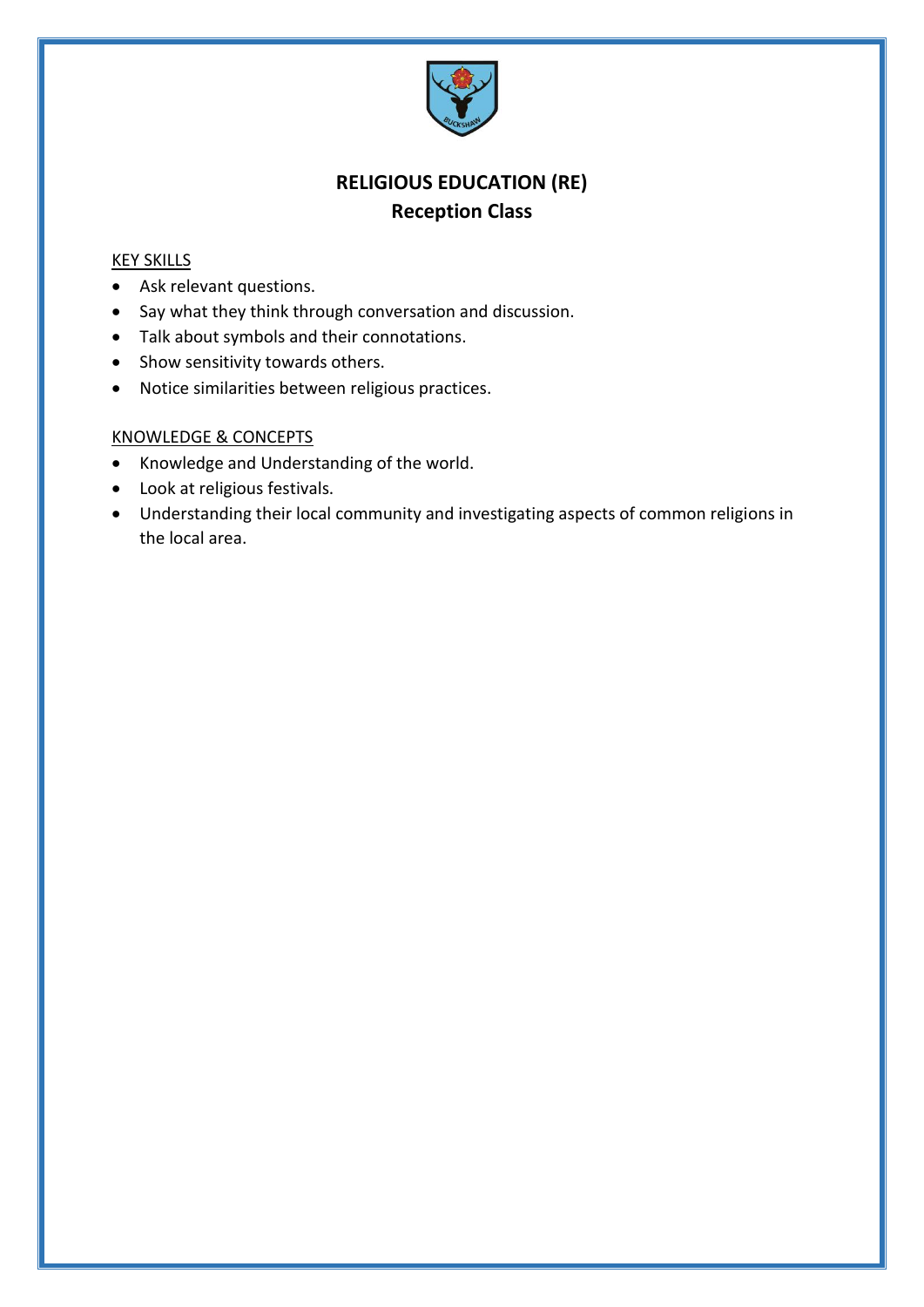# RELIGIOUS EDUCATION (RE)
## Reception Class

<u>KEY SKILLS</u>

- Ask relevant questions.
- Say what they think through conversation and discussion.
- Talk about symbols and their connotations.
- Show sensitivity towards others.
- Notice similarities between religious practices.

<u>KNOWLEDGE & CONCEPTS</u>

- Knowledge and Understanding of the world.
- Look at religious festivals.
- Understanding their local community and investigating aspects of common religions in the local area.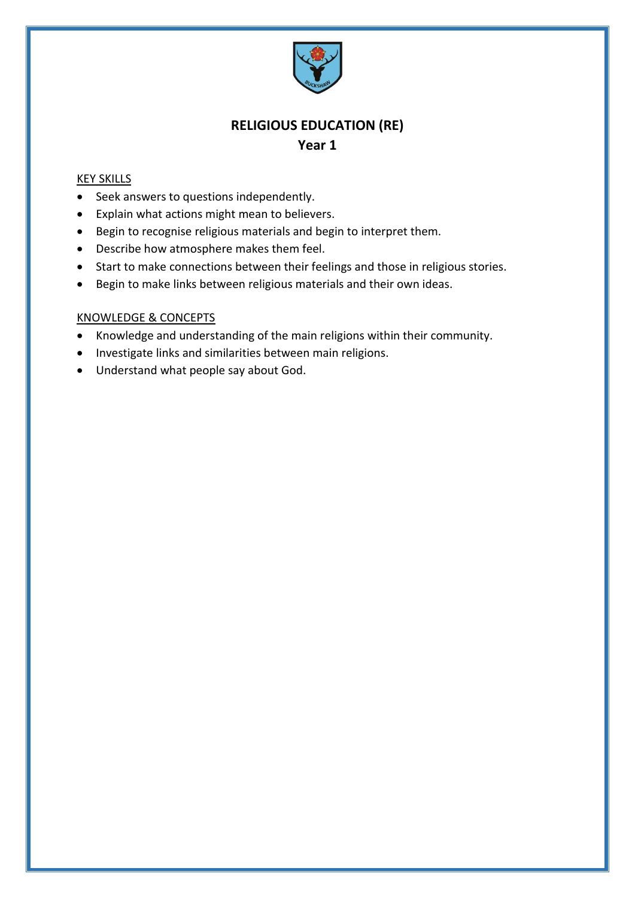# RELIGIOUS EDUCATION (RE)

## Year 1

KEY SKILLS

- Seek answers to questions independently.
- Explain what actions might mean to believers.
- Begin to recognise religious materials and begin to interpret them.
- Describe how atmosphere makes them feel.
- Start to make connections between their feelings and those in religious stories.
- Begin to make links between religious materials and their own ideas.

KNOWLEDGE & CONCEPTS

- Knowledge and understanding of the main religions within their community.
- Investigate links and similarities between main religions.
- Understand what people say about God.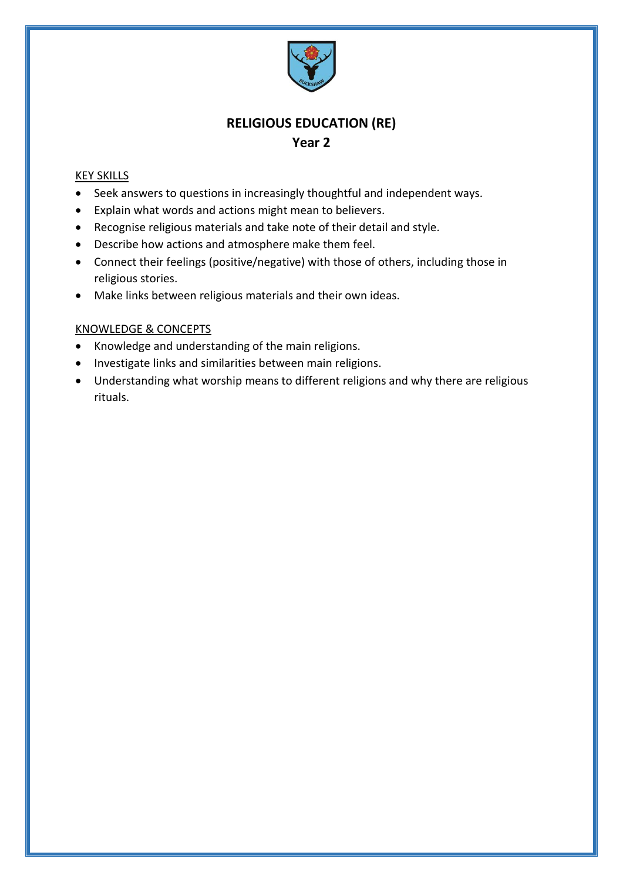# RELIGIOUS EDUCATION (RE)

## Year 2

KEY SKILLS

- Seek answers to questions in increasingly thoughtful and independent ways.
- Explain what words and actions might mean to believers.
- Recognise religious materials and take note of their detail and style.
- Describe how actions and atmosphere make them feel.
- Connect their feelings (positive/negative) with those of others, including those in religious stories.
- Make links between religious materials and their own ideas.

KNOWLEDGE & CONCEPTS

- Knowledge and understanding of the main religions.
- Investigate links and similarities between main religions.
- Understanding what worship means to different religions and why there are religious rituals.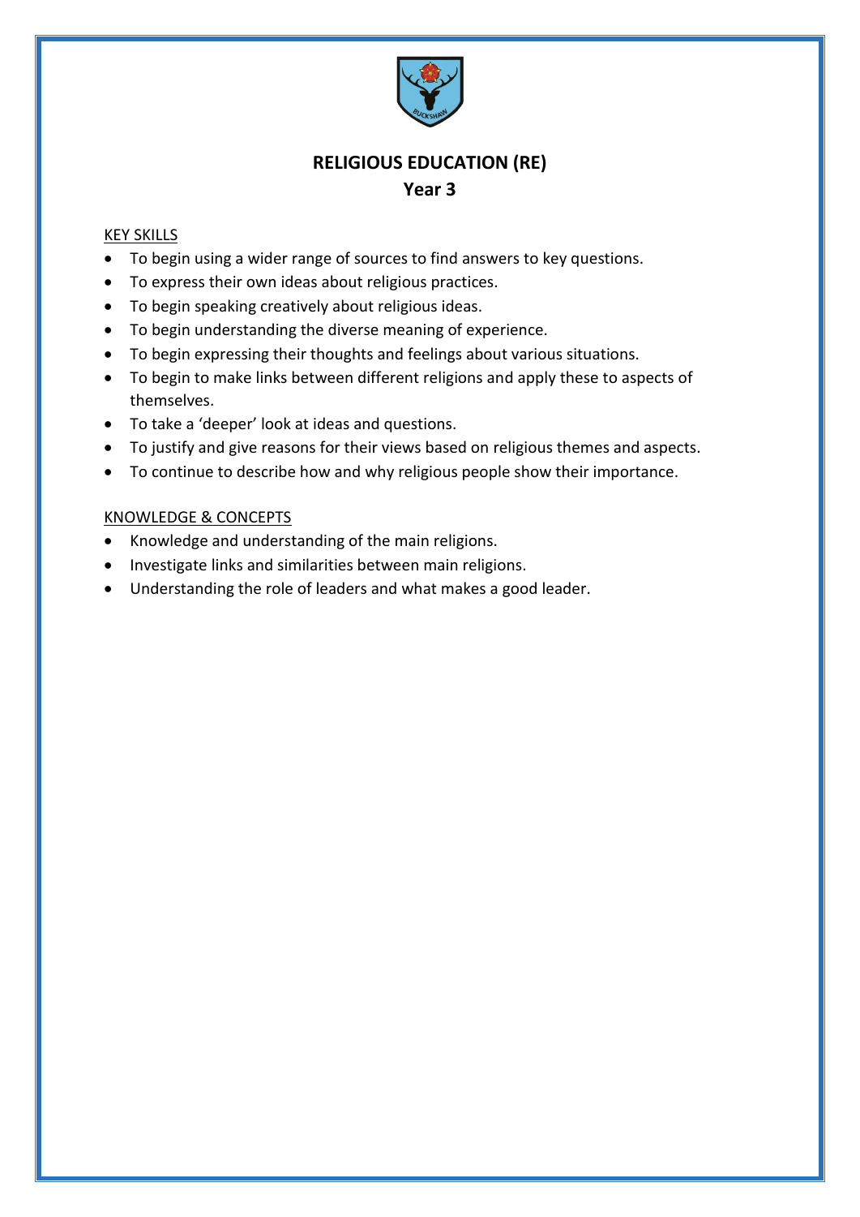# RELIGIOUS EDUCATION (RE)

## Year 3

KEY SKILLS

- To begin using a wider range of sources to find answers to key questions.
- To express their own ideas about religious practices.
- To begin speaking creatively about religious ideas.
- To begin understanding the diverse meaning of experience.
- To begin expressing their thoughts and feelings about various situations.
- To begin to make links between different religions and apply these to aspects of themselves.
- To take a 'deeper' look at ideas and questions.
- To justify and give reasons for their views based on religious themes and aspects.
- To continue to describe how and why religious people show their importance.

KNOWLEDGE & CONCEPTS

- Knowledge and understanding of the main religions.
- Investigate links and similarities between main religions.
- Understanding the role of leaders and what makes a good leader.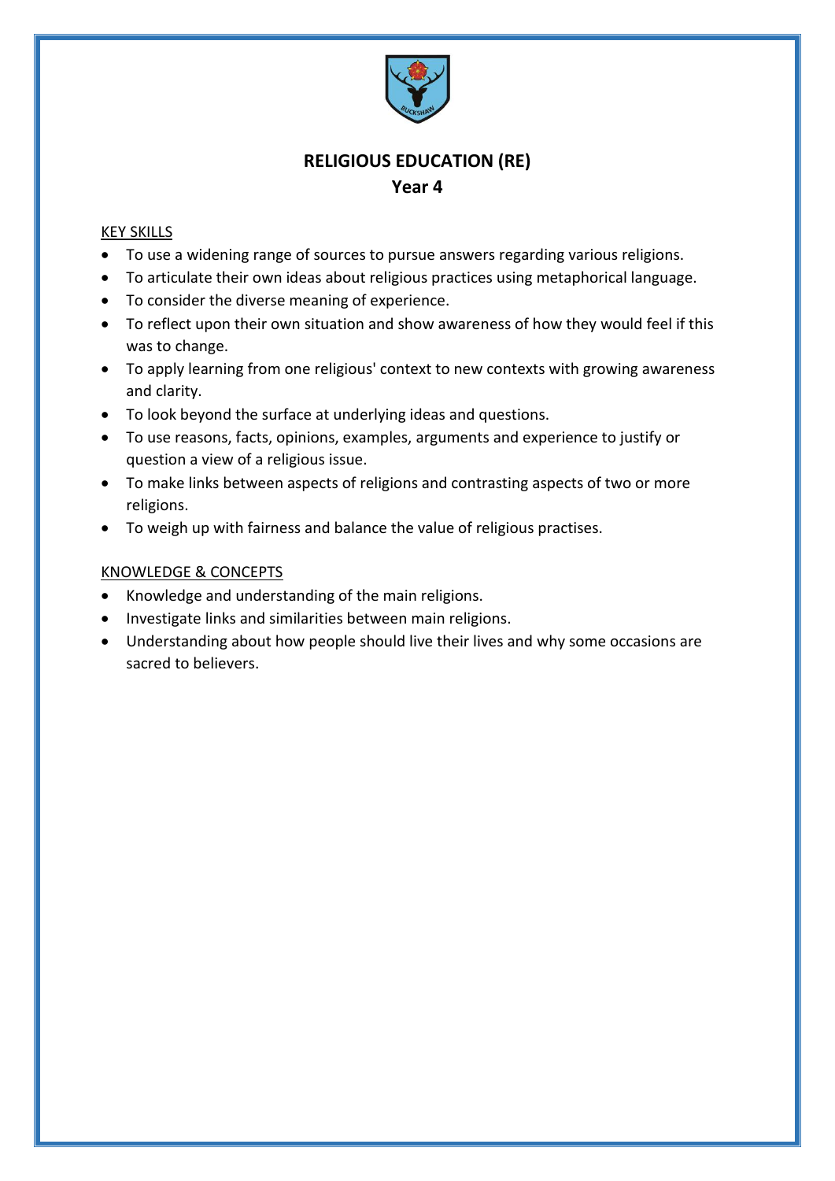# RELIGIOUS EDUCATION (RE)

## Year 4

<u>KEY SKILLS</u>

- To use a widening range of sources to pursue answers regarding various religions.
- To articulate their own ideas about religious practices using metaphorical language.
- To consider the diverse meaning of experience.
- To reflect upon their own situation and show awareness of how they would feel if this was to change.
- To apply learning from one religious' context to new contexts with growing awareness and clarity.
- To look beyond the surface at underlying ideas and questions.
- To use reasons, facts, opinions, examples, arguments and experience to justify or question a view of a religious issue.
- To make links between aspects of religions and contrasting aspects of two or more religions.
- To weigh up with fairness and balance the value of religious practises.

<u>KNOWLEDGE & CONCEPTS</u>

- Knowledge and understanding of the main religions.
- Investigate links and similarities between main religions.
- Understanding about how people should live their lives and why some occasions are sacred to believers.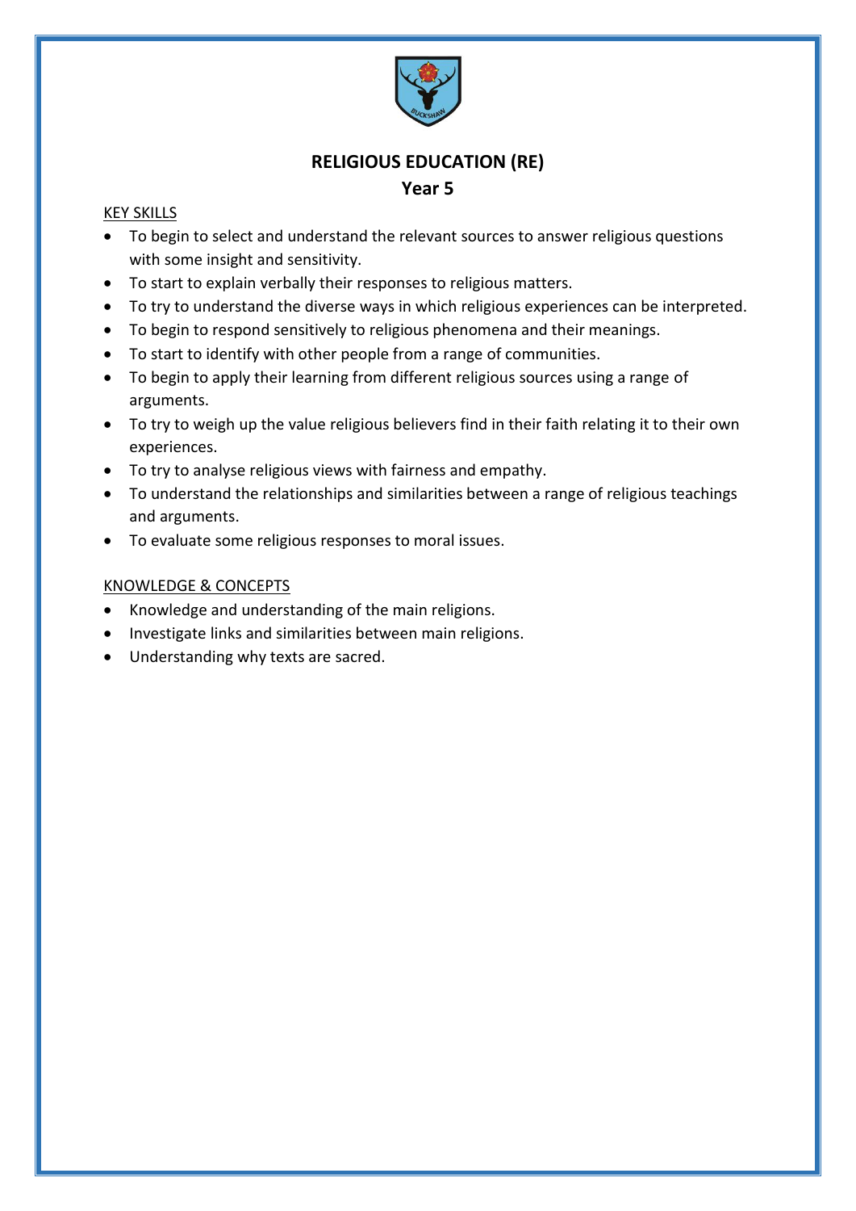# RELIGIOUS EDUCATION (RE)

## Year 5

<u>KEY SKILLS</u>

- To begin to select and understand the relevant sources to answer religious questions with some insight and sensitivity.
- To start to explain verbally their responses to religious matters.
- To try to understand the diverse ways in which religious experiences can be interpreted.
- To begin to respond sensitively to religious phenomena and their meanings.
- To start to identify with other people from a range of communities.
- To begin to apply their learning from different religious sources using a range of arguments.
- To try to weigh up the value religious believers find in their faith relating it to their own experiences.
- To try to analyse religious views with fairness and empathy.
- To understand the relationships and similarities between a range of religious teachings and arguments.
- To evaluate some religious responses to moral issues.

<u>KNOWLEDGE & CONCEPTS</u>

- Knowledge and understanding of the main religions.
- Investigate links and similarities between main religions.
- Understanding why texts are sacred.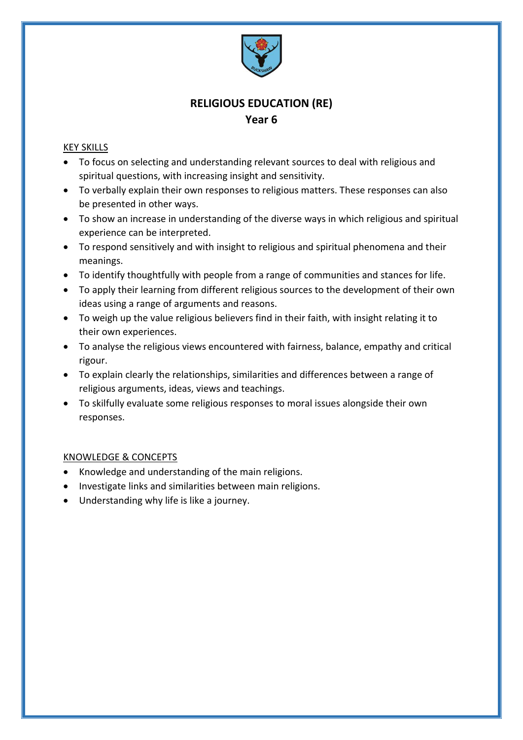# RELIGIOUS EDUCATION (RE)
## Year 6

KEY SKILLS

- To focus on selecting and understanding relevant sources to deal with religious and spiritual questions, with increasing insight and sensitivity.
- To verbally explain their own responses to religious matters. These responses can also be presented in other ways.
- To show an increase in understanding of the diverse ways in which religious and spiritual experience can be interpreted.
- To respond sensitively and with insight to religious and spiritual phenomena and their meanings.
- To identify thoughtfully with people from a range of communities and stances for life.
- To apply their learning from different religious sources to the development of their own ideas using a range of arguments and reasons.
- To weigh up the value religious believers find in their faith, with insight relating it to their own experiences.
- To analyse the religious views encountered with fairness, balance, empathy and critical rigour.
- To explain clearly the relationships, similarities and differences between a range of religious arguments, ideas, views and teachings.
- To skilfully evaluate some religious responses to moral issues alongside their own responses.

KNOWLEDGE & CONCEPTS

- Knowledge and understanding of the main religions.
- Investigate links and similarities between main religions.
- Understanding why life is like a journey.